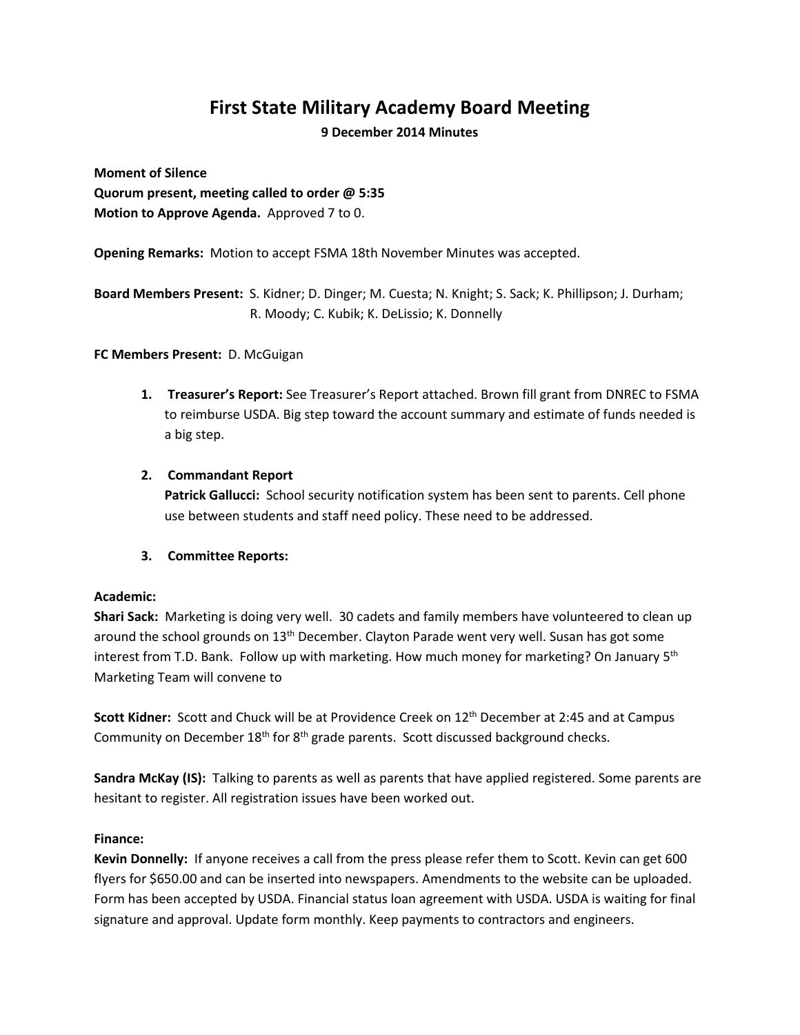# First State Military Academy Board Meeting

**9 December 2014 Minutes**

**Moment of Silence**
**Quorum present, meeting called to order @ 5:35**
**Motion to Approve Agenda.** Approved 7 to 0.

**Opening Remarks:** Motion to accept FSMA 18th November Minutes was accepted.

**Board Members Present:** S. Kidner; D. Dinger; M. Cuesta; N. Knight; S. Sack; K. Phillipson; J. Durham; R. Moody; C. Kubik; K. DeLissio; K. Donnelly

**FC Members Present:** D. McGuigan

1. **Treasurer's Report:** See Treasurer's Report attached. Brown fill grant from DNREC to FSMA to reimburse USDA. Big step toward the account summary and estimate of funds needed is a big step.

2. **Commandant Report**
   **Patrick Gallucci:** School security notification system has been sent to parents. Cell phone use between students and staff need policy. These need to be addressed.

3. **Committee Reports:**

**Academic:**
**Shari Sack:** Marketing is doing very well. 30 cadets and family members have volunteered to clean up around the school grounds on 13th December. Clayton Parade went very well. Susan has got some interest from T.D. Bank. Follow up with marketing. How much money for marketing? On January 5th Marketing Team will convene to

**Scott Kidner:** Scott and Chuck will be at Providence Creek on 12th December at 2:45 and at Campus Community on December 18th for 8th grade parents. Scott discussed background checks.

**Sandra McKay (IS):** Talking to parents as well as parents that have applied registered. Some parents are hesitant to register. All registration issues have been worked out.

**Finance:**
**Kevin Donnelly:** If anyone receives a call from the press please refer them to Scott. Kevin can get 600 flyers for $650.00 and can be inserted into newspapers. Amendments to the website can be uploaded. Form has been accepted by USDA. Financial status loan agreement with USDA. USDA is waiting for final signature and approval. Update form monthly. Keep payments to contractors and engineers.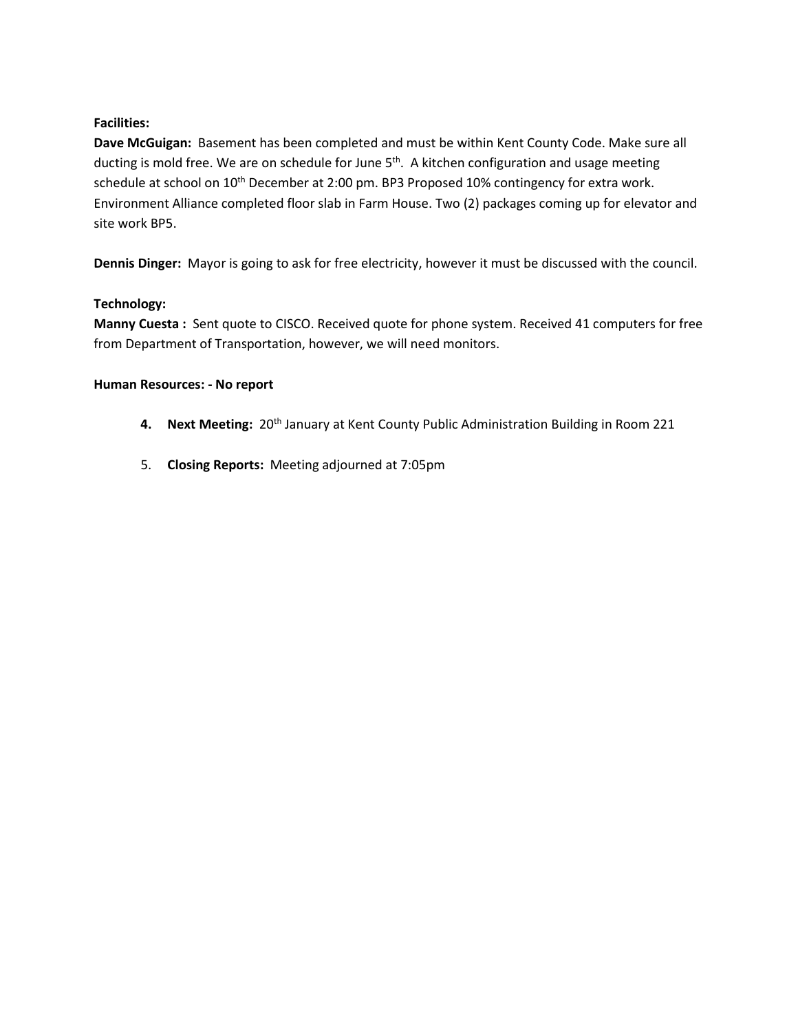**Facilities:**

**Dave McGuigan:** Basement has been completed and must be within Kent County Code. Make sure all ducting is mold free. We are on schedule for June 5th. A kitchen configuration and usage meeting schedule at school on 10th December at 2:00 pm. BP3 Proposed 10% contingency for extra work. Environment Alliance completed floor slab in Farm House. Two (2) packages coming up for elevator and site work BP5.

**Dennis Dinger:** Mayor is going to ask for free electricity, however it must be discussed with the council.

**Technology:**

**Manny Cuesta :** Sent quote to CISCO. Received quote for phone system. Received 41 computers for free from Department of Transportation, however, we will need monitors.

**Human Resources: - No report**

4. **Next Meeting:** 20th January at Kent County Public Administration Building in Room 221

5. **Closing Reports:** Meeting adjourned at 7:05pm